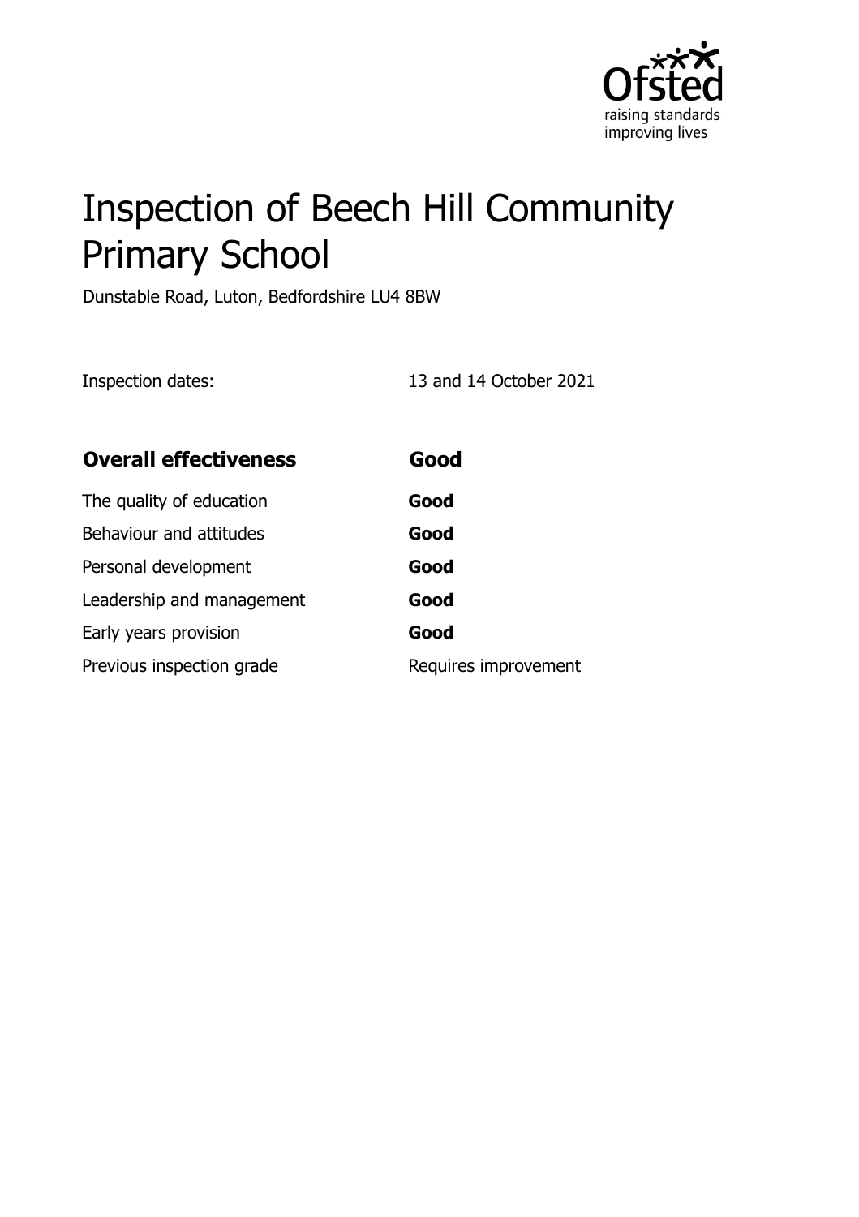# Inspection of Beech Hill Community Primary School

Dunstable Road, Luton, Bedfordshire LU4 8BW

Inspection dates: 13 and 14 October 2021

| **Overall effectiveness** | **Good** |
|---|---|
| The quality of education | **Good** |
| Behaviour and attitudes | **Good** |
| Personal development | **Good** |
| Leadership and management | **Good** |
| Early years provision | **Good** |
| Previous inspection grade | Requires improvement |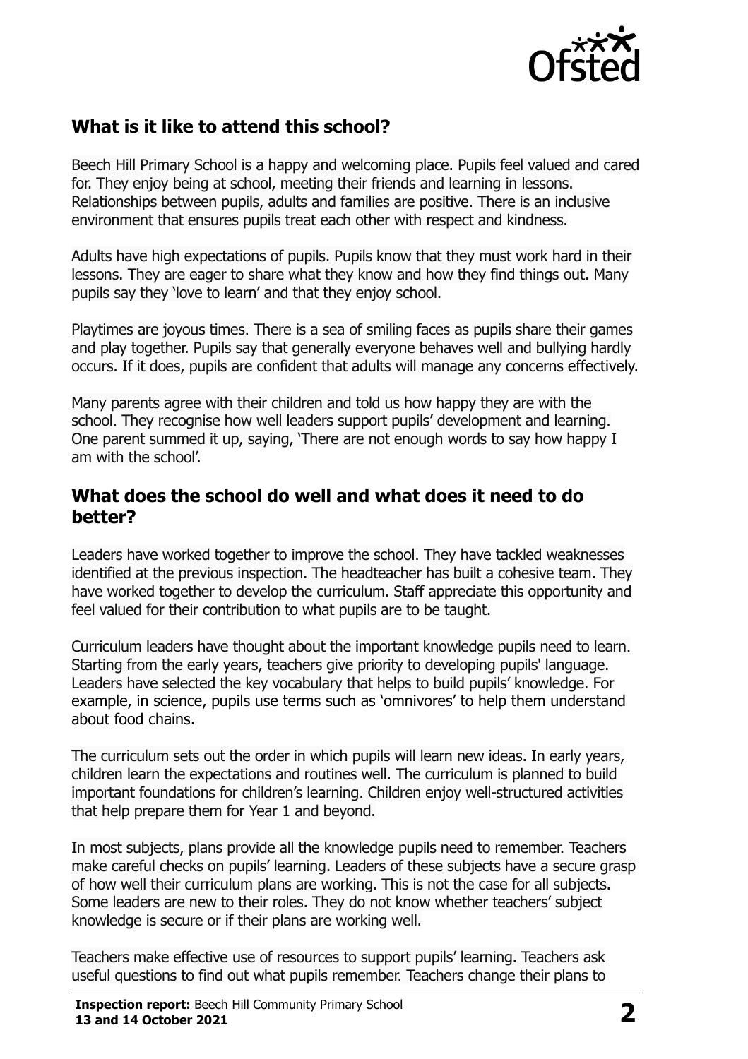## What is it like to attend this school?

Beech Hill Primary School is a happy and welcoming place. Pupils feel valued and cared for. They enjoy being at school, meeting their friends and learning in lessons. Relationships between pupils, adults and families are positive. There is an inclusive environment that ensures pupils treat each other with respect and kindness.

Adults have high expectations of pupils. Pupils know that they must work hard in their lessons. They are eager to share what they know and how they find things out. Many pupils say they 'love to learn' and that they enjoy school.

Playtimes are joyous times. There is a sea of smiling faces as pupils share their games and play together. Pupils say that generally everyone behaves well and bullying hardly occurs. If it does, pupils are confident that adults will manage any concerns effectively.

Many parents agree with their children and told us how happy they are with the school. They recognise how well leaders support pupils' development and learning. One parent summed it up, saying, 'There are not enough words to say how happy I am with the school'.

## What does the school do well and what does it need to do better?

Leaders have worked together to improve the school. They have tackled weaknesses identified at the previous inspection. The headteacher has built a cohesive team. They have worked together to develop the curriculum. Staff appreciate this opportunity and feel valued for their contribution to what pupils are to be taught.

Curriculum leaders have thought about the important knowledge pupils need to learn. Starting from the early years, teachers give priority to developing pupils' language. Leaders have selected the key vocabulary that helps to build pupils' knowledge. For example, in science, pupils use terms such as 'omnivores' to help them understand about food chains.

The curriculum sets out the order in which pupils will learn new ideas. In early years, children learn the expectations and routines well. The curriculum is planned to build important foundations for children's learning. Children enjoy well-structured activities that help prepare them for Year 1 and beyond.

In most subjects, plans provide all the knowledge pupils need to remember. Teachers make careful checks on pupils' learning. Leaders of these subjects have a secure grasp of how well their curriculum plans are working. This is not the case for all subjects. Some leaders are new to their roles. They do not know whether teachers' subject knowledge is secure or if their plans are working well.

Teachers make effective use of resources to support pupils' learning. Teachers ask useful questions to find out what pupils remember. Teachers change their plans to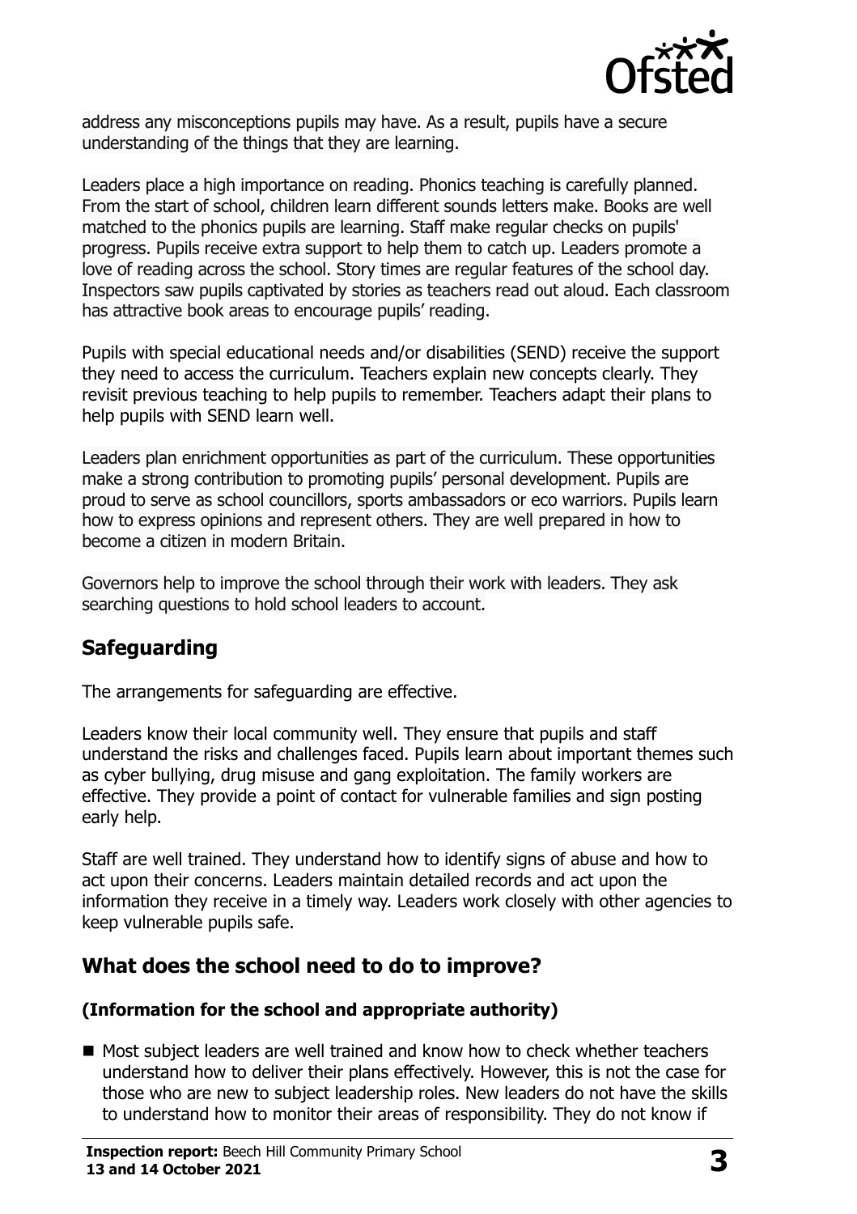address any misconceptions pupils may have. As a result, pupils have a secure understanding of the things that they are learning.

Leaders place a high importance on reading. Phonics teaching is carefully planned. From the start of school, children learn different sounds letters make. Books are well matched to the phonics pupils are learning. Staff make regular checks on pupils' progress. Pupils receive extra support to help them to catch up. Leaders promote a love of reading across the school. Story times are regular features of the school day. Inspectors saw pupils captivated by stories as teachers read out aloud. Each classroom has attractive book areas to encourage pupils' reading.

Pupils with special educational needs and/or disabilities (SEND) receive the support they need to access the curriculum. Teachers explain new concepts clearly. They revisit previous teaching to help pupils to remember. Teachers adapt their plans to help pupils with SEND learn well.

Leaders plan enrichment opportunities as part of the curriculum. These opportunities make a strong contribution to promoting pupils' personal development. Pupils are proud to serve as school councillors, sports ambassadors or eco warriors. Pupils learn how to express opinions and represent others. They are well prepared in how to become a citizen in modern Britain.

Governors help to improve the school through their work with leaders. They ask searching questions to hold school leaders to account.

## Safeguarding

The arrangements for safeguarding are effective.

Leaders know their local community well. They ensure that pupils and staff understand the risks and challenges faced. Pupils learn about important themes such as cyber bullying, drug misuse and gang exploitation. The family workers are effective. They provide a point of contact for vulnerable families and sign posting early help.

Staff are well trained. They understand how to identify signs of abuse and how to act upon their concerns. Leaders maintain detailed records and act upon the information they receive in a timely way. Leaders work closely with other agencies to keep vulnerable pupils safe.

## What does the school need to do to improve?

### (Information for the school and appropriate authority)

- Most subject leaders are well trained and know how to check whether teachers understand how to deliver their plans effectively. However, this is not the case for those who are new to subject leadership roles. New leaders do not have the skills to understand how to monitor their areas of responsibility. They do not know if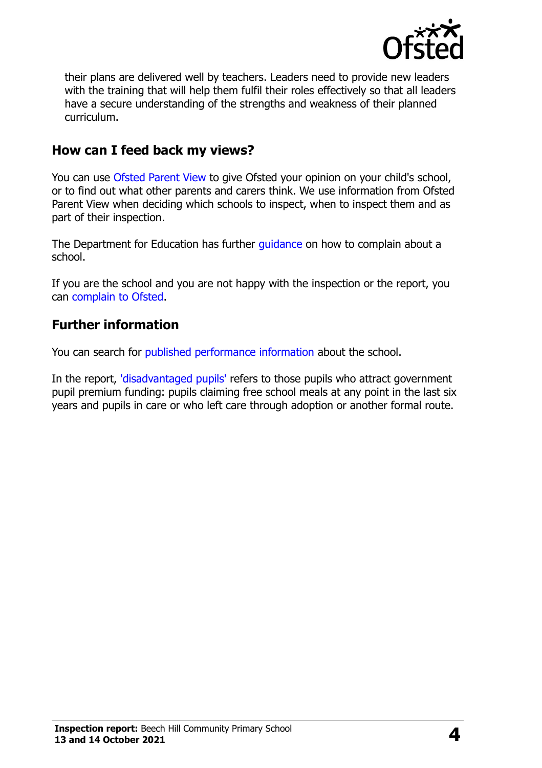their plans are delivered well by teachers. Leaders need to provide new leaders with the training that will help them fulfil their roles effectively so that all leaders have a secure understanding of the strengths and weakness of their planned curriculum.

## How can I feed back my views?

You can use Ofsted Parent View to give Ofsted your opinion on your child's school, or to find out what other parents and carers think. We use information from Ofsted Parent View when deciding which schools to inspect, when to inspect them and as part of their inspection.

The Department for Education has further guidance on how to complain about a school.

If you are the school and you are not happy with the inspection or the report, you can complain to Ofsted.

## Further information

You can search for published performance information about the school.

In the report, 'disadvantaged pupils' refers to those pupils who attract government pupil premium funding: pupils claiming free school meals at any point in the last six years and pupils in care or who left care through adoption or another formal route.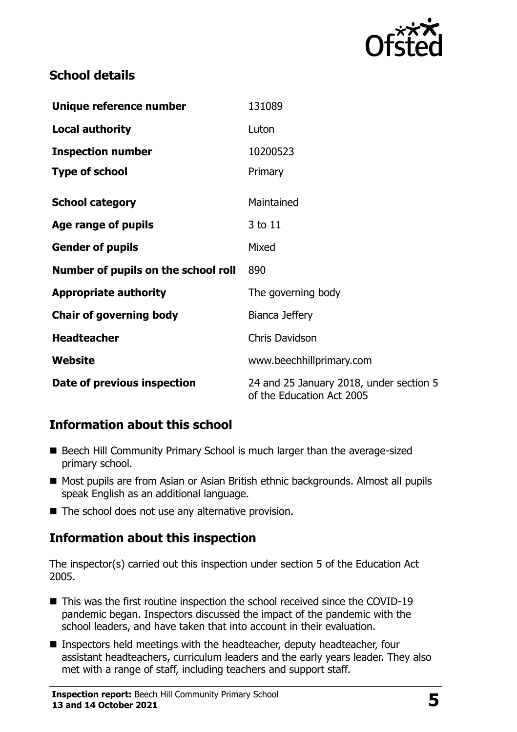## School details

| | |
|---|---|
| **Unique reference number** | 131089 |
| **Local authority** | Luton |
| **Inspection number** | 10200523 |
| **Type of school** | Primary |
| **School category** | Maintained |
| **Age range of pupils** | 3 to 11 |
| **Gender of pupils** | Mixed |
| **Number of pupils on the school roll** | 890 |
| **Appropriate authority** | The governing body |
| **Chair of governing body** | Bianca Jeffery |
| **Headteacher** | Chris Davidson |
| **Website** | www.beechhillprimary.com |
| **Date of previous inspection** | 24 and 25 January 2018, under section 5 of the Education Act 2005 |

## Information about this school

- Beech Hill Community Primary School is much larger than the average-sized primary school.
- Most pupils are from Asian or Asian British ethnic backgrounds. Almost all pupils speak English as an additional language.
- The school does not use any alternative provision.

## Information about this inspection

The inspector(s) carried out this inspection under section 5 of the Education Act 2005.

- This was the first routine inspection the school received since the COVID-19 pandemic began. Inspectors discussed the impact of the pandemic with the school leaders, and have taken that into account in their evaluation.
- Inspectors held meetings with the headteacher, deputy headteacher, four assistant headteachers, curriculum leaders and the early years leader. They also met with a range of staff, including teachers and support staff.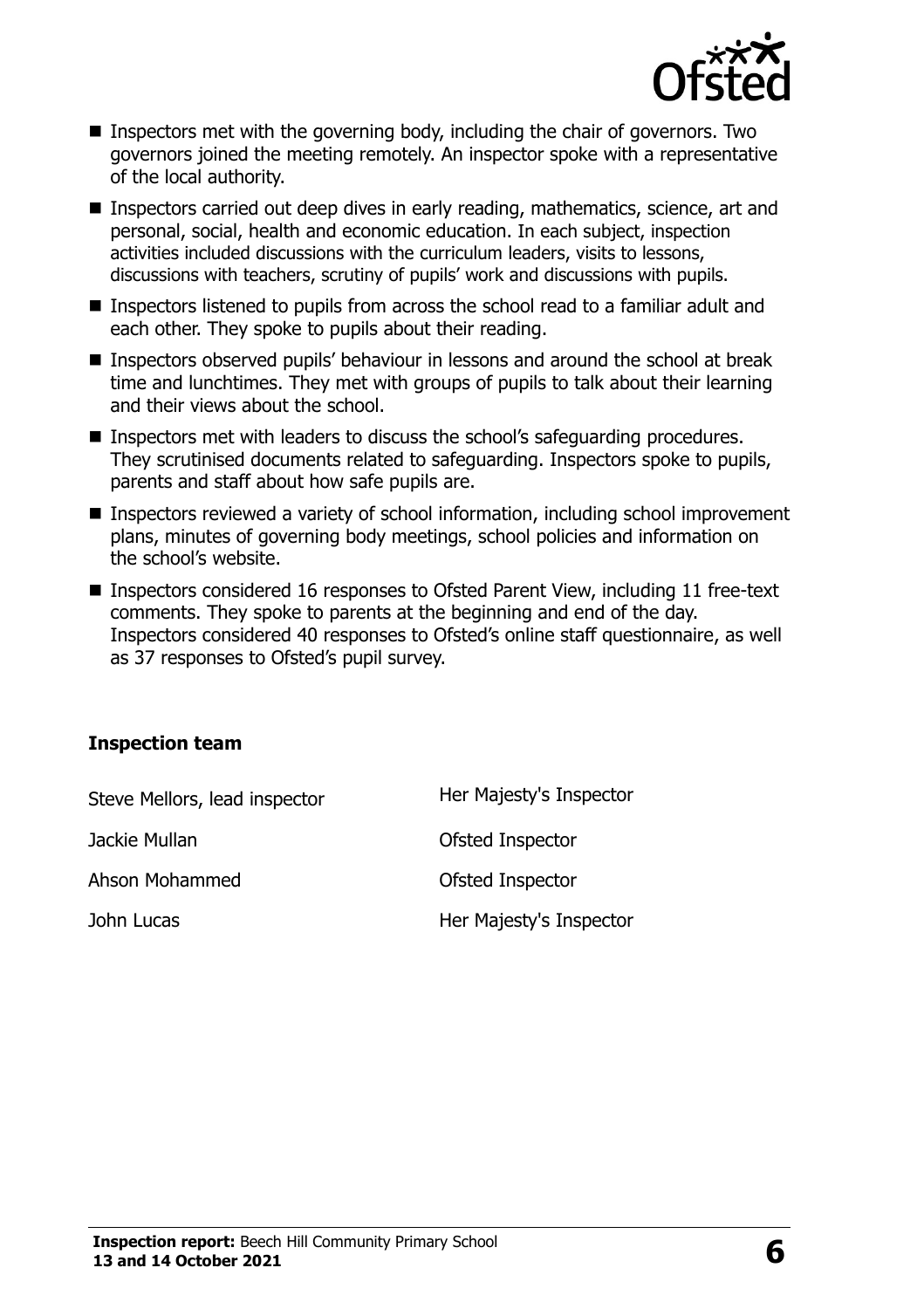- Inspectors met with the governing body, including the chair of governors. Two governors joined the meeting remotely. An inspector spoke with a representative of the local authority.
- Inspectors carried out deep dives in early reading, mathematics, science, art and personal, social, health and economic education. In each subject, inspection activities included discussions with the curriculum leaders, visits to lessons, discussions with teachers, scrutiny of pupils' work and discussions with pupils.
- Inspectors listened to pupils from across the school read to a familiar adult and each other. They spoke to pupils about their reading.
- Inspectors observed pupils' behaviour in lessons and around the school at break time and lunchtimes. They met with groups of pupils to talk about their learning and their views about the school.
- Inspectors met with leaders to discuss the school's safeguarding procedures. They scrutinised documents related to safeguarding. Inspectors spoke to pupils, parents and staff about how safe pupils are.
- Inspectors reviewed a variety of school information, including school improvement plans, minutes of governing body meetings, school policies and information on the school's website.
- Inspectors considered 16 responses to Ofsted Parent View, including 11 free-text comments. They spoke to parents at the beginning and end of the day. Inspectors considered 40 responses to Ofsted's online staff questionnaire, as well as 37 responses to Ofsted's pupil survey.

### Inspection team

| | |
|---|---|
| Steve Mellors, lead inspector | Her Majesty's Inspector |
| Jackie Mullan | Ofsted Inspector |
| Ahson Mohammed | Ofsted Inspector |
| John Lucas | Her Majesty's Inspector |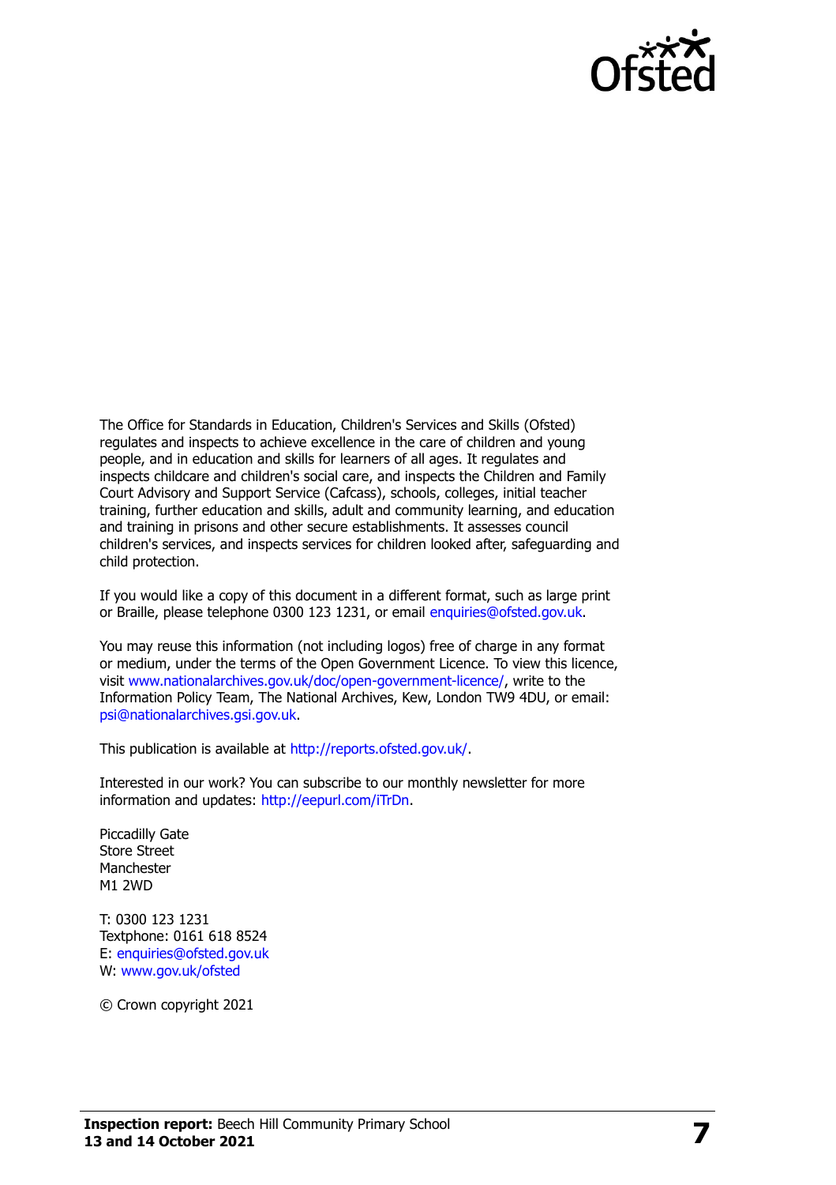The Office for Standards in Education, Children's Services and Skills (Ofsted) regulates and inspects to achieve excellence in the care of children and young people, and in education and skills for learners of all ages. It regulates and inspects childcare and children's social care, and inspects the Children and Family Court Advisory and Support Service (Cafcass), schools, colleges, initial teacher training, further education and skills, adult and community learning, and education and training in prisons and other secure establishments. It assesses council children's services, and inspects services for children looked after, safeguarding and child protection.

If you would like a copy of this document in a different format, such as large print or Braille, please telephone 0300 123 1231, or email enquiries@ofsted.gov.uk.

You may reuse this information (not including logos) free of charge in any format or medium, under the terms of the Open Government Licence. To view this licence, visit www.nationalarchives.gov.uk/doc/open-government-licence/, write to the Information Policy Team, The National Archives, Kew, London TW9 4DU, or email: psi@nationalarchives.gsi.gov.uk.

This publication is available at http://reports.ofsted.gov.uk/.

Interested in our work? You can subscribe to our monthly newsletter for more information and updates: http://eepurl.com/iTrDn.

Piccadilly Gate
Store Street
Manchester
M1 2WD

T: 0300 123 1231
Textphone: 0161 618 8524
E: enquiries@ofsted.gov.uk
W: www.gov.uk/ofsted

© Crown copyright 2021